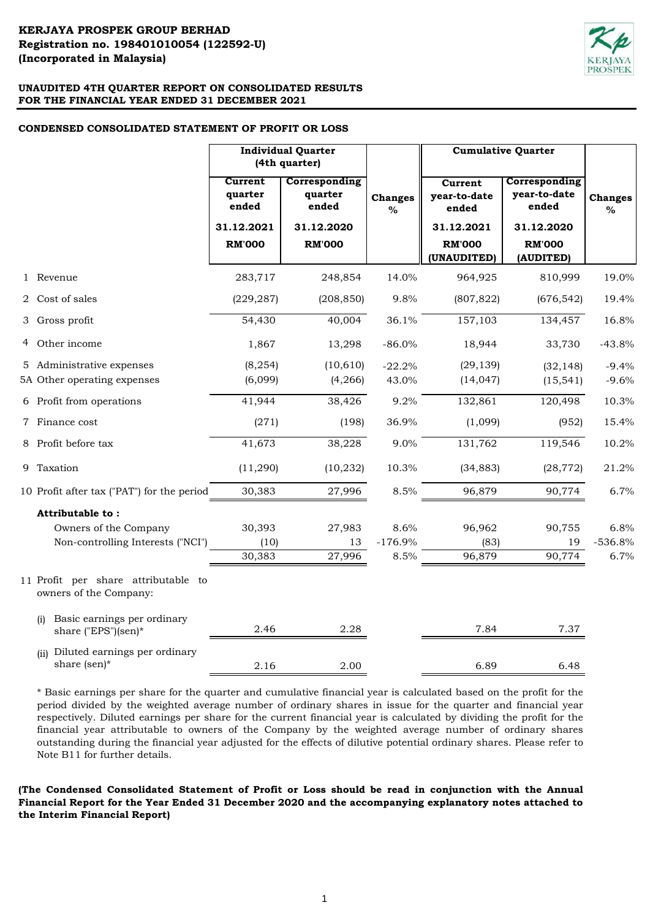**KERJAYA PROSPEK GROUP BERHAD**
**Registration no. 198401010054 (122592-U)**
**(Incorporated in Malaysia)**

**UNAUDITED 4TH QUARTER REPORT ON CONSOLIDATED RESULTS FOR THE FINANCIAL YEAR ENDED 31 DECEMBER 2021**

**CONDENSED CONSOLIDATED STATEMENT OF PROFIT OR LOSS**

| | | Individual Quarter (4th quarter) | | | Cumulative Quarter | | |
|---|---|---|---|---|---|---|---|
| | | Current quarter ended | Corresponding quarter ended | Changes % | Current year-to-date ended | Corresponding year-to-date ended | Changes % |
| | | 31.12.2021 | 31.12.2020 | | 31.12.2021 | 31.12.2020 | |
| | | RM'000 | RM'000 | | RM'000 (UNAUDITED) | RM'000 (AUDITED) | |
| 1 | Revenue | 283,717 | 248,854 | 14.0% | 964,925 | 810,999 | 19.0% |
| 2 | Cost of sales | (229,287) | (208,850) | 9.8% | (807,822) | (676,542) | 19.4% |
| 3 | Gross profit | 54,430 | 40,004 | 36.1% | 157,103 | 134,457 | 16.8% |
| 4 | Other income | 1,867 | 13,298 | -86.0% | 18,944 | 33,730 | -43.8% |
| 5 | Administrative expenses | (8,254) | (10,610) | -22.2% | (29,139) | (32,148) | -9.4% |
| 5A | Other operating expenses | (6,099) | (4,266) | 43.0% | (14,047) | (15,541) | -9.6% |
| 6 | Profit from operations | 41,944 | 38,426 | 9.2% | 132,861 | 120,498 | 10.3% |
| 7 | Finance cost | (271) | (198) | 36.9% | (1,099) | (952) | 15.4% |
| 8 | Profit before tax | 41,673 | 38,228 | 9.0% | 131,762 | 119,546 | 10.2% |
| 9 | Taxation | (11,290) | (10,232) | 10.3% | (34,883) | (28,772) | 21.2% |
| 10 | Profit after tax ("PAT") for the period | 30,383 | 27,996 | 8.5% | 96,879 | 90,774 | 6.7% |
| | **Attributable to :** | | | | | | |
| | Owners of the Company | 30,393 | 27,983 | 8.6% | 96,962 | 90,755 | 6.8% |
| | Non-controlling Interests ("NCI") | (10) | 13 | -176.9% | (83) | 19 | -536.8% |
| | | 30,383 | 27,996 | 8.5% | 96,879 | 90,774 | 6.7% |
| 11 | Profit per share attributable to owners of the Company: | | | | | | |
| | (i) Basic earnings per ordinary share ("EPS")(sen)* | 2.46 | 2.28 | | 7.84 | 7.37 | |
| | (ii) Diluted earnings per ordinary share (sen)* | 2.16 | 2.00 | | 6.89 | 6.48 | |

* Basic earnings per share for the quarter and cumulative financial year is calculated based on the profit for the period divided by the weighted average number of ordinary shares in issue for the quarter and financial year respectively. Diluted earnings per share for the current financial year is calculated by dividing the profit for the financial year attributable to owners of the Company by the weighted average number of ordinary shares outstanding during the financial year adjusted for the effects of dilutive potential ordinary shares. Please refer to Note B11 for further details.

**(The Condensed Consolidated Statement of Profit or Loss should be read in conjunction with the Annual Financial Report for the Year Ended 31 December 2020 and the accompanying explanatory notes attached to the Interim Financial Report)**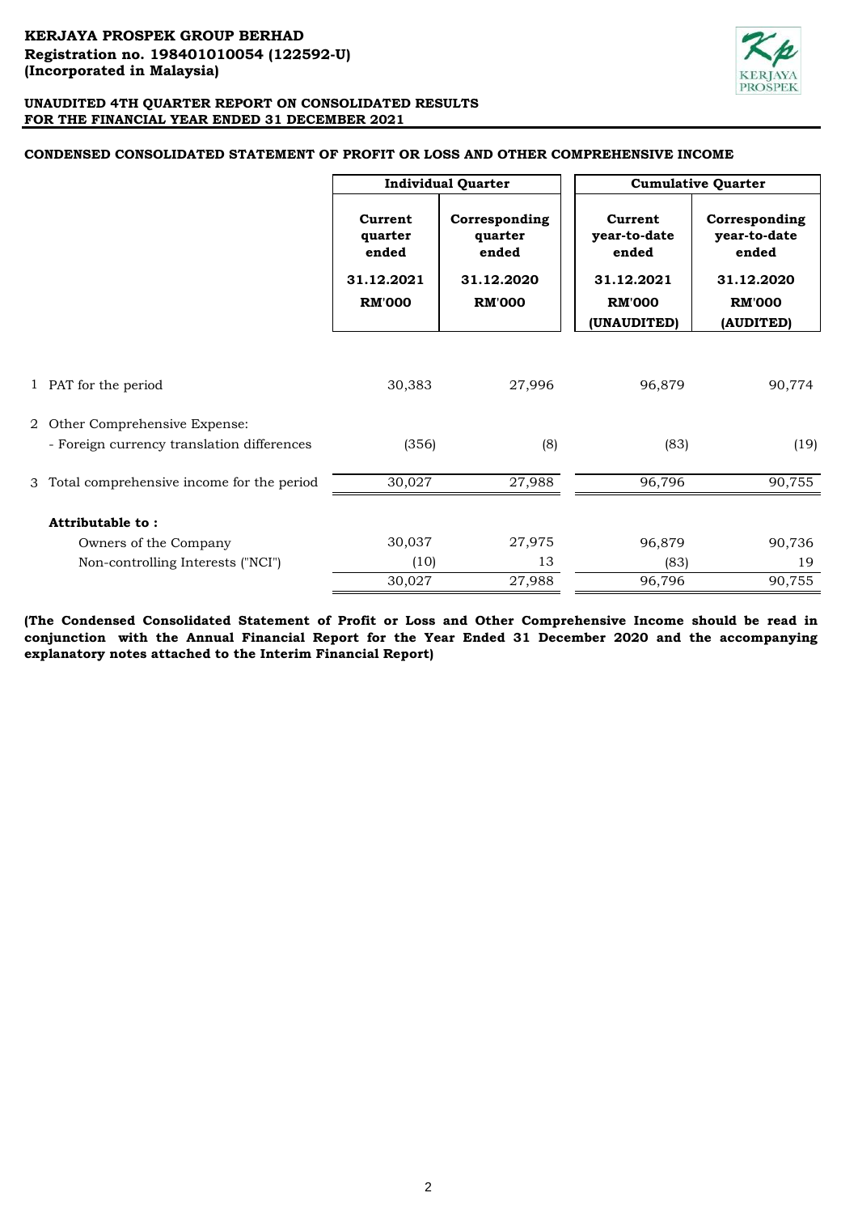**KERJAYA PROSPEK GROUP BERHAD**
**Registration no. 198401010054 (122592-U)**
**(Incorporated in Malaysia)**

**UNAUDITED 4TH QUARTER REPORT ON CONSOLIDATED RESULTS**
**FOR THE FINANCIAL YEAR ENDED 31 DECEMBER 2021**

**CONDENSED CONSOLIDATED STATEMENT OF PROFIT OR LOSS AND OTHER COMPREHENSIVE INCOME**

| | | Individual Quarter | | Cumulative Quarter | |
|---|---|---|---|---|---|
| | | Current quarter ended 31.12.2021 RM'000 | Corresponding quarter ended 31.12.2020 RM'000 | Current year-to-date ended 31.12.2021 RM'000 (UNAUDITED) | Corresponding year-to-date ended 31.12.2020 RM'000 (AUDITED) |
| 1 | PAT for the period | 30,383 | 27,996 | 96,879 | 90,774 |
| 2 | Other Comprehensive Expense: | | | | |
| | - Foreign currency translation differences | (356) | (8) | (83) | (19) |
| 3 | Total comprehensive income for the period | 30,027 | 27,988 | 96,796 | 90,755 |
| | **Attributable to :** | | | | |
| | Owners of the Company | 30,037 | 27,975 | 96,879 | 90,736 |
| | Non-controlling Interests ("NCI") | (10) | 13 | (83) | 19 |
| | | 30,027 | 27,988 | 96,796 | 90,755 |

**(The Condensed Consolidated Statement of Profit or Loss and Other Comprehensive Income should be read in conjunction with the Annual Financial Report for the Year Ended 31 December 2020 and the accompanying explanatory notes attached to the Interim Financial Report)**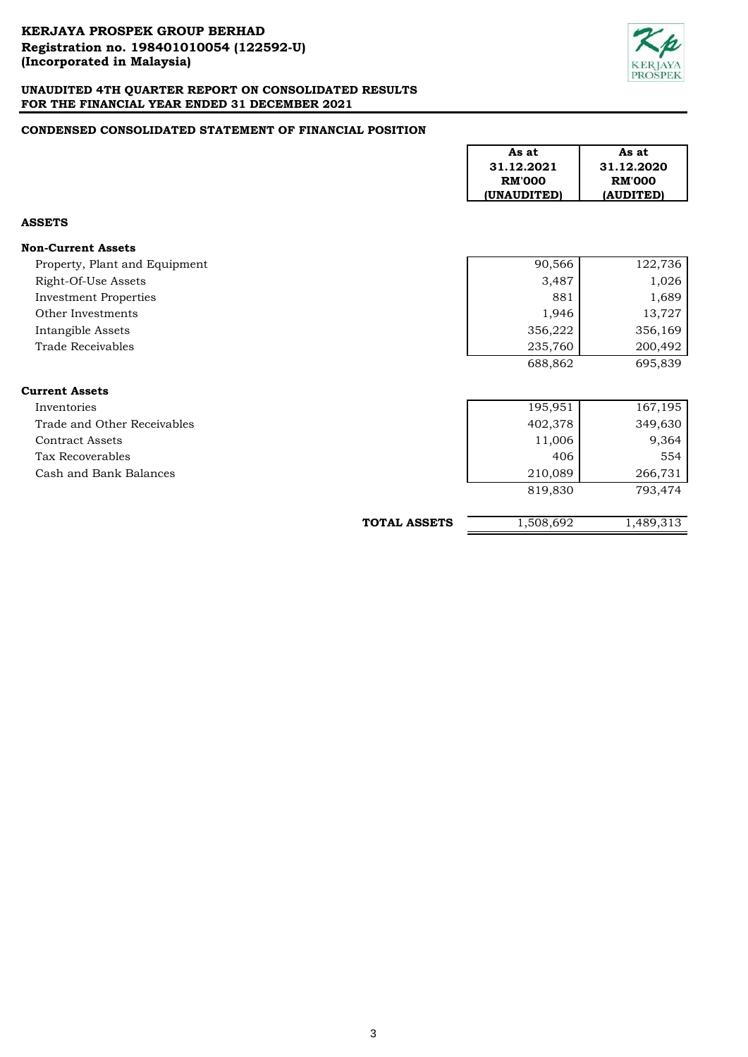**KERJAYA PROSPEK GROUP BERHAD**
**Registration no. 198401010054 (122592-U)**
**(Incorporated in Malaysia)**

**UNAUDITED 4TH QUARTER REPORT ON CONSOLIDATED RESULTS**
**FOR THE FINANCIAL YEAR ENDED 31 DECEMBER 2021**

## CONDENSED CONSOLIDATED STATEMENT OF FINANCIAL POSITION

| | As at 31.12.2021 RM'000 (UNAUDITED) | As at 31.12.2020 RM'000 (AUDITED) |
|---|---|---|
| **ASSETS** | | |
| **Non-Current Assets** | | |
| Property, Plant and Equipment | 90,566 | 122,736 |
| Right-Of-Use Assets | 3,487 | 1,026 |
| Investment Properties | 881 | 1,689 |
| Other Investments | 1,946 | 13,727 |
| Intangible Assets | 356,222 | 356,169 |
| Trade Receivables | 235,760 | 200,492 |
| | 688,862 | 695,839 |
| **Current Assets** | | |
| Inventories | 195,951 | 167,195 |
| Trade and Other Receivables | 402,378 | 349,630 |
| Contract Assets | 11,006 | 9,364 |
| Tax Recoverables | 406 | 554 |
| Cash and Bank Balances | 210,089 | 266,731 |
| | 819,830 | 793,474 |
| **TOTAL ASSETS** | 1,508,692 | 1,489,313 |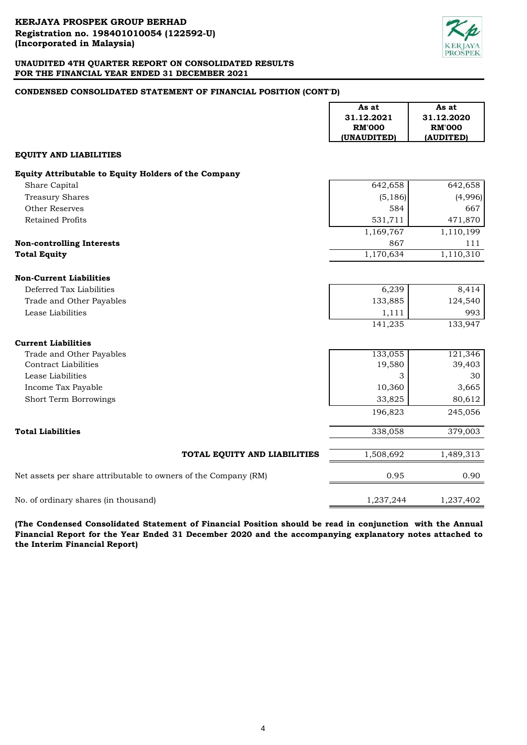**KERJAYA PROSPEK GROUP BERHAD**
**Registration no. 198401010054 (122592-U)**
**(Incorporated in Malaysia)**

**UNAUDITED 4TH QUARTER REPORT ON CONSOLIDATED RESULTS**
**FOR THE FINANCIAL YEAR ENDED 31 DECEMBER 2021**

**CONDENSED CONSOLIDATED STATEMENT OF FINANCIAL POSITION (CONT'D)**

| | As at 31.12.2021 RM'000 (UNAUDITED) | As at 31.12.2020 RM'000 (AUDITED) |
|---|---|---|
| **EQUITY AND LIABILITIES** | | |
| **Equity Attributable to Equity Holders of the Company** | | |
| Share Capital | 642,658 | 642,658 |
| Treasury Shares | (5,186) | (4,996) |
| Other Reserves | 584 | 667 |
| Retained Profits | 531,711 | 471,870 |
| | 1,169,767 | 1,110,199 |
| **Non-controlling Interests** | 867 | 111 |
| **Total Equity** | 1,170,634 | 1,110,310 |
| **Non-Current Liabilities** | | |
| Deferred Tax Liabilities | 6,239 | 8,414 |
| Trade and Other Payables | 133,885 | 124,540 |
| Lease Liabilities | 1,111 | 993 |
| | 141,235 | 133,947 |
| **Current Liabilities** | | |
| Trade and Other Payables | 133,055 | 121,346 |
| Contract Liabilities | 19,580 | 39,403 |
| Lease Liabilities | 3 | 30 |
| Income Tax Payable | 10,360 | 3,665 |
| Short Term Borrowings | 33,825 | 80,612 |
| | 196,823 | 245,056 |
| **Total Liabilities** | 338,058 | 379,003 |
| **TOTAL EQUITY AND LIABILITIES** | 1,508,692 | 1,489,313 |
| Net assets per share attributable to owners of the Company (RM) | 0.95 | 0.90 |
| No. of ordinary shares (in thousand) | 1,237,244 | 1,237,402 |

**(The Condensed Consolidated Statement of Financial Position should be read in conjunction with the Annual Financial Report for the Year Ended 31 December 2020 and the accompanying explanatory notes attached to the Interim Financial Report)**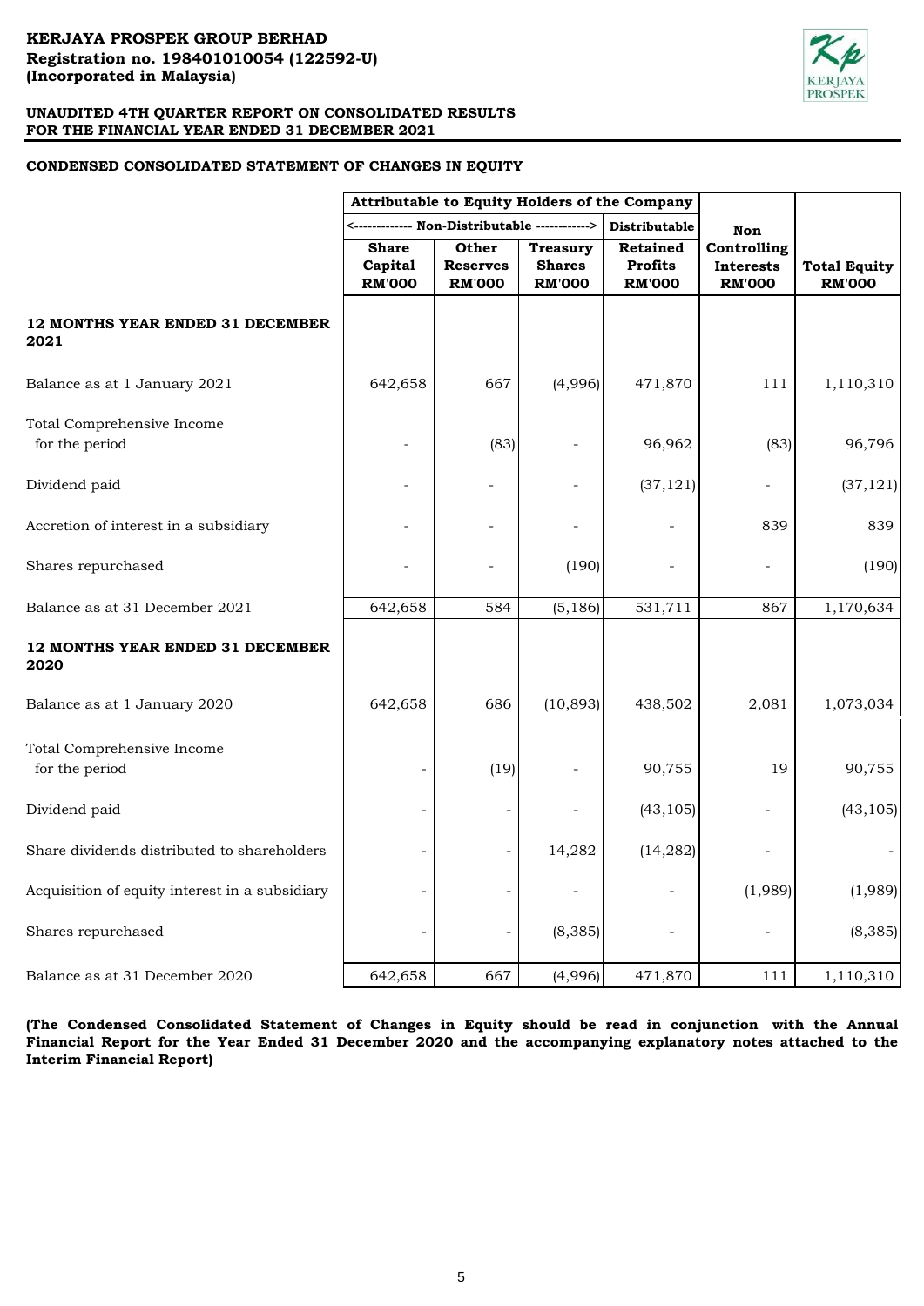**KERJAYA PROSPEK GROUP BERHAD**
**Registration no. 198401010054 (122592-U)**
**(Incorporated in Malaysia)**

**UNAUDITED 4TH QUARTER REPORT ON CONSOLIDATED RESULTS**
**FOR THE FINANCIAL YEAR ENDED 31 DECEMBER 2021**

## CONDENSED CONSOLIDATED STATEMENT OF CHANGES IN EQUITY

| | Attributable to Equity Holders of the Company | | | | | |
|---|---|---|---|---|---|---|
| | <------------- Non-Distributable ------------> | | | Distributable | | |
| | Share Capital RM'000 | Other Reserves RM'000 | Treasury Shares RM'000 | Retained Profits RM'000 | Non Controlling Interests RM'000 | Total Equity RM'000 |
| **12 MONTHS YEAR ENDED 31 DECEMBER 2021** | | | | | | |
| Balance as at 1 January 2021 | 642,658 | 667 | (4,996) | 471,870 | 111 | 1,110,310 |
| Total Comprehensive Income for the period | - | (83) | - | 96,962 | (83) | 96,796 |
| Dividend paid | - | - | - | (37,121) | - | (37,121) |
| Accretion of interest in a subsidiary | - | - | - | - | 839 | 839 |
| Shares repurchased | - | - | (190) | - | - | (190) |
| Balance as at 31 December 2021 | 642,658 | 584 | (5,186) | 531,711 | 867 | 1,170,634 |
| **12 MONTHS YEAR ENDED 31 DECEMBER 2020** | | | | | | |
| Balance as at 1 January 2020 | 642,658 | 686 | (10,893) | 438,502 | 2,081 | 1,073,034 |
| Total Comprehensive Income for the period | - | (19) | - | 90,755 | 19 | 90,755 |
| Dividend paid | - | - | - | (43,105) | - | (43,105) |
| Share dividends distributed to shareholders | - | - | 14,282 | (14,282) | - | - |
| Acquisition of equity interest in a subsidiary | - | - | - | - | (1,989) | (1,989) |
| Shares repurchased | - | - | (8,385) | - | - | (8,385) |
| Balance as at 31 December 2020 | 642,658 | 667 | (4,996) | 471,870 | 111 | 1,110,310 |

**(The Condensed Consolidated Statement of Changes in Equity should be read in conjunction with the Annual Financial Report for the Year Ended 31 December 2020 and the accompanying explanatory notes attached to the Interim Financial Report)**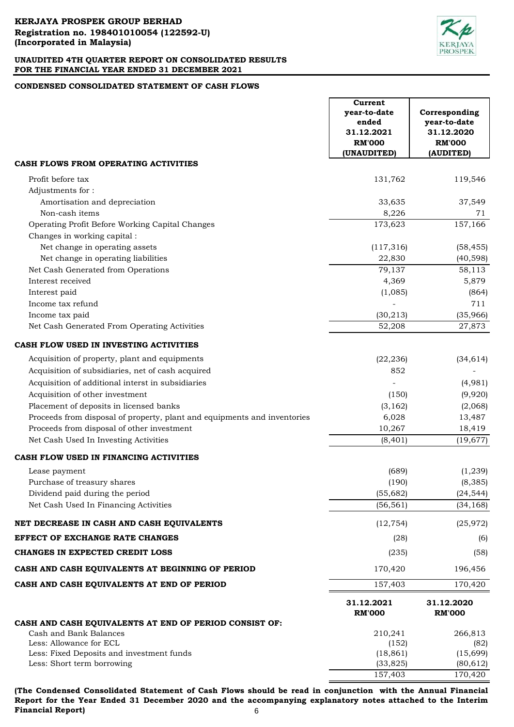**KERJAYA PROSPEK GROUP BERHAD**
**Registration no. 198401010054 (122592-U)**
**(Incorporated in Malaysia)**

**UNAUDITED 4TH QUARTER REPORT ON CONSOLIDATED RESULTS FOR THE FINANCIAL YEAR ENDED 31 DECEMBER 2021**

## CONDENSED CONSOLIDATED STATEMENT OF CASH FLOWS

| | Current year-to-date ended 31.12.2021 RM'000 (UNAUDITED) | Corresponding year-to-date 31.12.2020 RM'000 (AUDITED) |
|---|---|---|
| **CASH FLOWS FROM OPERATING ACTIVITIES** | | |
| Profit before tax | 131,762 | 119,546 |
| Adjustments for : | | |
| Amortisation and depreciation | 33,635 | 37,549 |
| Non-cash items | 8,226 | 71 |
| Operating Profit Before Working Capital Changes | 173,623 | 157,166 |
| Changes in working capital : | | |
| Net change in operating assets | (117,316) | (58,455) |
| Net change in operating liabilities | 22,830 | (40,598) |
| Net Cash Generated from Operations | 79,137 | 58,113 |
| Interest received | 4,369 | 5,879 |
| Interest paid | (1,085) | (864) |
| Income tax refund | - | 711 |
| Income tax paid | (30,213) | (35,966) |
| Net Cash Generated From Operating Activities | 52,208 | 27,873 |
| **CASH FLOW USED IN INVESTING ACTIVITIES** | | |
| Acquisition of property, plant and equipments | (22,236) | (34,614) |
| Acquisition of subsidiaries, net of cash acquired | 852 | - |
| Acquisition of additional interest in subsidiaries | - | (4,981) |
| Acquisition of other investment | (150) | (9,920) |
| Placement of deposits in licensed banks | (3,162) | (2,068) |
| Proceeds from disposal of property, plant and equipments and inventories | 6,028 | 13,487 |
| Proceeds from disposal of other investment | 10,267 | 18,419 |
| Net Cash Used In Investing Activities | (8,401) | (19,677) |
| **CASH FLOW USED IN FINANCING ACTIVITIES** | | |
| Lease payment | (689) | (1,239) |
| Purchase of treasury shares | (190) | (8,385) |
| Dividend paid during the period | (55,682) | (24,544) |
| Net Cash Used In Financing Activities | (56,561) | (34,168) |
| **NET DECREASE IN CASH AND CASH EQUIVALENTS** | (12,754) | (25,972) |
| **EFFECT OF EXCHANGE RATE CHANGES** | (28) | (6) |
| **CHANGES IN EXPECTED CREDIT LOSS** | (235) | (58) |
| **CASH AND CASH EQUIVALENTS AT BEGINNING OF PERIOD** | 170,420 | 196,456 |
| **CASH AND CASH EQUIVALENTS AT END OF PERIOD** | 157,403 | 170,420 |

| | 31.12.2021 RM'000 | 31.12.2020 RM'000 |
|---|---|---|
| **CASH AND CASH EQUIVALENTS AT END OF PERIOD CONSIST OF:** | | |
| Cash and Bank Balances | 210,241 | 266,813 |
| Less: Allowance for ECL | (152) | (82) |
| Less: Fixed Deposits and investment funds | (18,861) | (15,699) |
| Less: Short term borrowing | (33,825) | (80,612) |
| | 157,403 | 170,420 |

**(The Condensed Consolidated Statement of Cash Flows should be read in conjunction with the Annual Financial Report for the Year Ended 31 December 2020 and the accompanying explanatory notes attached to the Interim Financial Report)**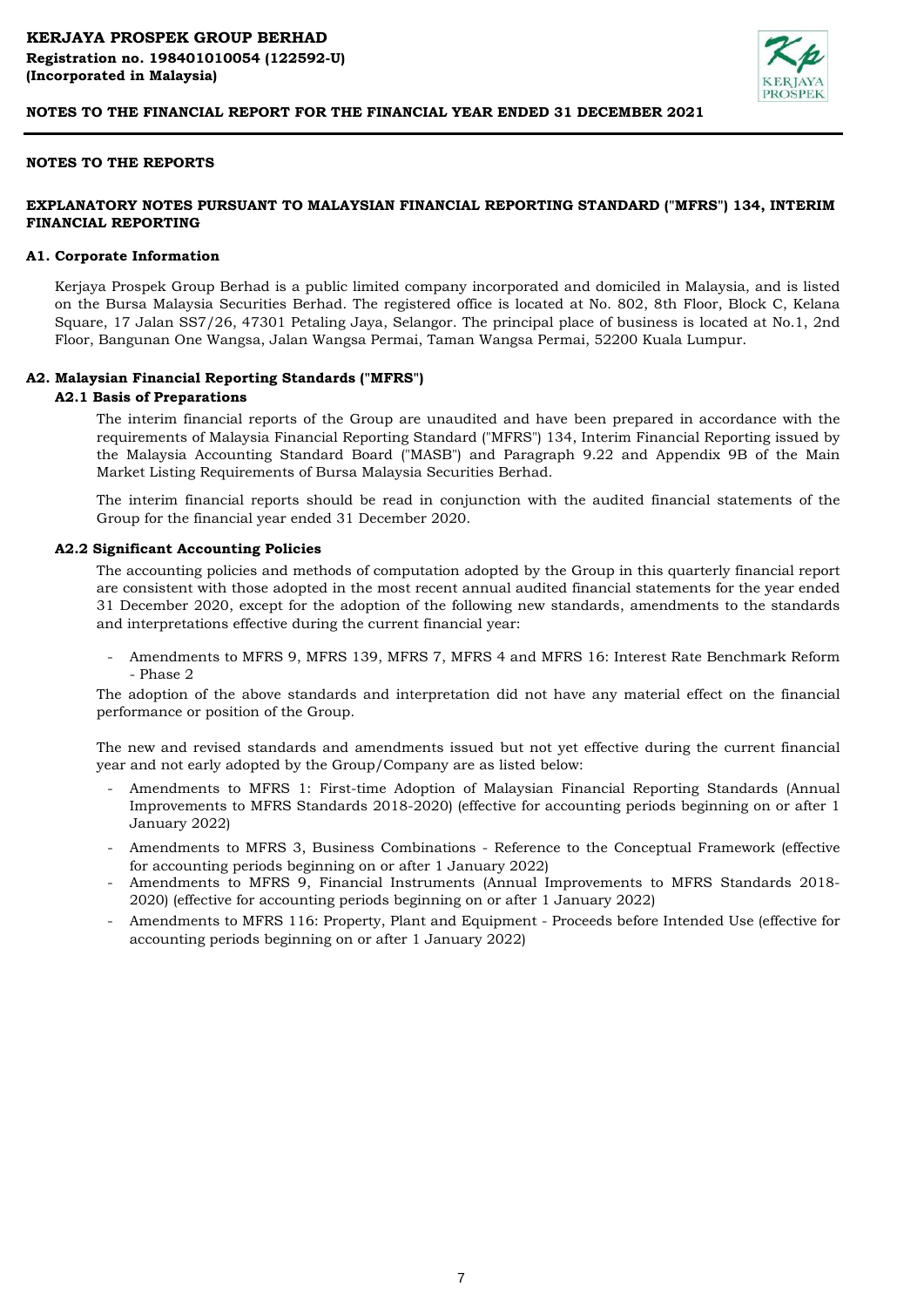# NOTES TO THE REPORTS

## EXPLANATORY NOTES PURSUANT TO MALAYSIAN FINANCIAL REPORTING STANDARD ("MFRS") 134, INTERIM FINANCIAL REPORTING

### A1. Corporate Information

Kerjaya Prospek Group Berhad is a public limited company incorporated and domiciled in Malaysia, and is listed on the Bursa Malaysia Securities Berhad. The registered office is located at No. 802, 8th Floor, Block C, Kelana Square, 17 Jalan SS7/26, 47301 Petaling Jaya, Selangor. The principal place of business is located at No.1, 2nd Floor, Bangunan One Wangsa, Jalan Wangsa Permai, Taman Wangsa Permai, 52200 Kuala Lumpur.

### A2. Malaysian Financial Reporting Standards ("MFRS")

#### A2.1 Basis of Preparations

The interim financial reports of the Group are unaudited and have been prepared in accordance with the requirements of Malaysia Financial Reporting Standard ("MFRS") 134, Interim Financial Reporting issued by the Malaysia Accounting Standard Board ("MASB") and Paragraph 9.22 and Appendix 9B of the Main Market Listing Requirements of Bursa Malaysia Securities Berhad.

The interim financial reports should be read in conjunction with the audited financial statements of the Group for the financial year ended 31 December 2020.

#### A2.2 Significant Accounting Policies

The accounting policies and methods of computation adopted by the Group in this quarterly financial report are consistent with those adopted in the most recent annual audited financial statements for the year ended 31 December 2020, except for the adoption of the following new standards, amendments to the standards and interpretations effective during the current financial year:

- Amendments to MFRS 9, MFRS 139, MFRS 7, MFRS 4 and MFRS 16: Interest Rate Benchmark Reform - Phase 2

The adoption of the above standards and interpretation did not have any material effect on the financial performance or position of the Group.

The new and revised standards and amendments issued but not yet effective during the current financial year and not early adopted by the Group/Company are as listed below:

- Amendments to MFRS 1: First-time Adoption of Malaysian Financial Reporting Standards (Annual Improvements to MFRS Standards 2018-2020) (effective for accounting periods beginning on or after 1 January 2022)
- Amendments to MFRS 3, Business Combinations - Reference to the Conceptual Framework (effective for accounting periods beginning on or after 1 January 2022)
- Amendments to MFRS 9, Financial Instruments (Annual Improvements to MFRS Standards 2018-2020) (effective for accounting periods beginning on or after 1 January 2022)
- Amendments to MFRS 116: Property, Plant and Equipment - Proceeds before Intended Use (effective for accounting periods beginning on or after 1 January 2022)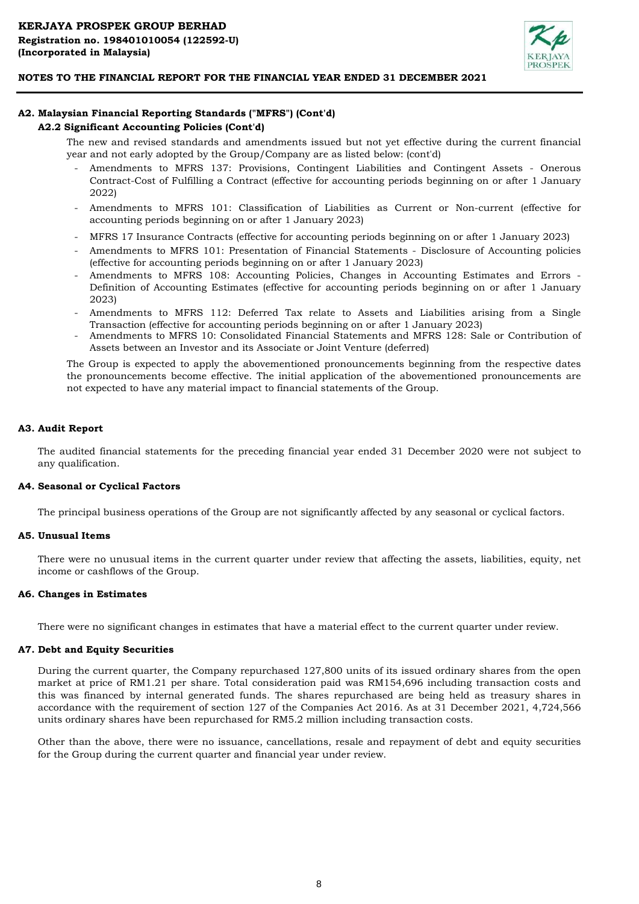### A2. Malaysian Financial Reporting Standards ("MFRS") (Cont'd)

#### A2.2 Significant Accounting Policies (Cont'd)

The new and revised standards and amendments issued but not yet effective during the current financial year and not early adopted by the Group/Company are as listed below: (cont'd)

- Amendments to MFRS 137: Provisions, Contingent Liabilities and Contingent Assets - Onerous Contract-Cost of Fulfilling a Contract (effective for accounting periods beginning on or after 1 January 2022)
- Amendments to MFRS 101: Classification of Liabilities as Current or Non-current (effective for accounting periods beginning on or after 1 January 2023)
- MFRS 17 Insurance Contracts (effective for accounting periods beginning on or after 1 January 2023)
- Amendments to MFRS 101: Presentation of Financial Statements - Disclosure of Accounting policies (effective for accounting periods beginning on or after 1 January 2023)
- Amendments to MFRS 108: Accounting Policies, Changes in Accounting Estimates and Errors - Definition of Accounting Estimates (effective for accounting periods beginning on or after 1 January 2023)
- Amendments to MFRS 112: Deferred Tax relate to Assets and Liabilities arising from a Single Transaction (effective for accounting periods beginning on or after 1 January 2023)
- Amendments to MFRS 10: Consolidated Financial Statements and MFRS 128: Sale or Contribution of Assets between an Investor and its Associate or Joint Venture (deferred)

The Group is expected to apply the abovementioned pronouncements beginning from the respective dates the pronouncements become effective. The initial application of the abovementioned pronouncements are not expected to have any material impact to financial statements of the Group.

### A3. Audit Report

The audited financial statements for the preceding financial year ended 31 December 2020 were not subject to any qualification.

### A4. Seasonal or Cyclical Factors

The principal business operations of the Group are not significantly affected by any seasonal or cyclical factors.

### A5. Unusual Items

There were no unusual items in the current quarter under review that affecting the assets, liabilities, equity, net income or cashflows of the Group.

### A6. Changes in Estimates

There were no significant changes in estimates that have a material effect to the current quarter under review.

### A7. Debt and Equity Securities

During the current quarter, the Company repurchased 127,800 units of its issued ordinary shares from the open market at price of RM1.21 per share. Total consideration paid was RM154,696 including transaction costs and this was financed by internal generated funds. The shares repurchased are being held as treasury shares in accordance with the requirement of section 127 of the Companies Act 2016. As at 31 December 2021, 4,724,566 units ordinary shares have been repurchased for RM5.2 million including transaction costs.

Other than the above, there were no issuance, cancellations, resale and repayment of debt and equity securities for the Group during the current quarter and financial year under review.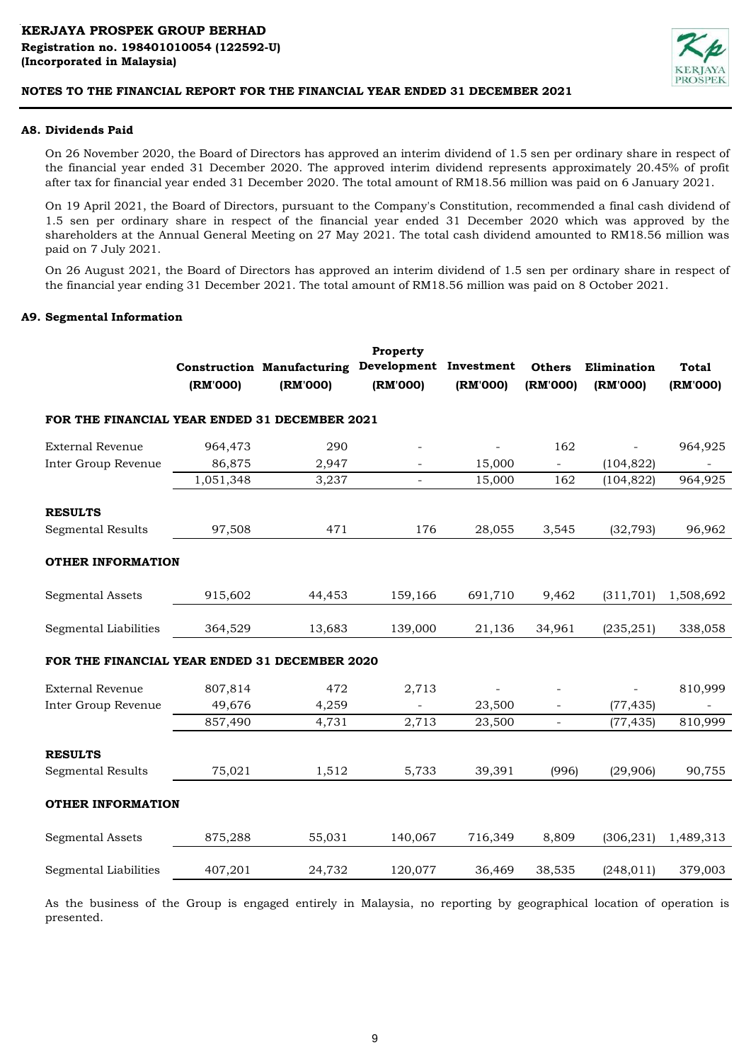**KERJAYA PROSPEK GROUP BERHAD**
**Registration no. 198401010054 (122592-U)**
**(Incorporated in Malaysia)**

**NOTES TO THE FINANCIAL REPORT FOR THE FINANCIAL YEAR ENDED 31 DECEMBER 2021**

### A8. Dividends Paid

On 26 November 2020, the Board of Directors has approved an interim dividend of 1.5 sen per ordinary share in respect of the financial year ended 31 December 2020. The approved interim dividend represents approximately 20.45% of profit after tax for financial year ended 31 December 2020. The total amount of RM18.56 million was paid on 6 January 2021.

On 19 April 2021, the Board of Directors, pursuant to the Company's Constitution, recommended a final cash dividend of 1.5 sen per ordinary share in respect of the financial year ended 31 December 2020 which was approved by the shareholders at the Annual General Meeting on 27 May 2021. The total cash dividend amounted to RM18.56 million was paid on 7 July 2021.

On 26 August 2021, the Board of Directors has approved an interim dividend of 1.5 sen per ordinary share in respect of the financial year ending 31 December 2021. The total amount of RM18.56 million was paid on 8 October 2021.

### A9. Segmental Information

| | Construction (RM'000) | Manufacturing (RM'000) | Property Development (RM'000) | Investment (RM'000) | Others (RM'000) | Elimination (RM'000) | Total (RM'000) |
|---|---|---|---|---|---|---|---|
| **FOR THE FINANCIAL YEAR ENDED 31 DECEMBER 2021** | | | | | | | |
| External Revenue | 964,473 | 290 | - | - | 162 | - | 964,925 |
| Inter Group Revenue | 86,875 | 2,947 | - | 15,000 | - | (104,822) | - |
| | 1,051,348 | 3,237 | - | 15,000 | 162 | (104,822) | 964,925 |
| **RESULTS** | | | | | | | |
| Segmental Results | 97,508 | 471 | 176 | 28,055 | 3,545 | (32,793) | 96,962 |
| **OTHER INFORMATION** | | | | | | | |
| Segmental Assets | 915,602 | 44,453 | 159,166 | 691,710 | 9,462 | (311,701) | 1,508,692 |
| Segmental Liabilities | 364,529 | 13,683 | 139,000 | 21,136 | 34,961 | (235,251) | 338,058 |
| **FOR THE FINANCIAL YEAR ENDED 31 DECEMBER 2020** | | | | | | | |
| External Revenue | 807,814 | 472 | 2,713 | - | - | - | 810,999 |
| Inter Group Revenue | 49,676 | 4,259 | - | 23,500 | - | (77,435) | - |
| | 857,490 | 4,731 | 2,713 | 23,500 | - | (77,435) | 810,999 |
| **RESULTS** | | | | | | | |
| Segmental Results | 75,021 | 1,512 | 5,733 | 39,391 | (996) | (29,906) | 90,755 |
| **OTHER INFORMATION** | | | | | | | |
| Segmental Assets | 875,288 | 55,031 | 140,067 | 716,349 | 8,809 | (306,231) | 1,489,313 |
| Segmental Liabilities | 407,201 | 24,732 | 120,077 | 36,469 | 38,535 | (248,011) | 379,003 |

As the business of the Group is engaged entirely in Malaysia, no reporting by geographical location of operation is presented.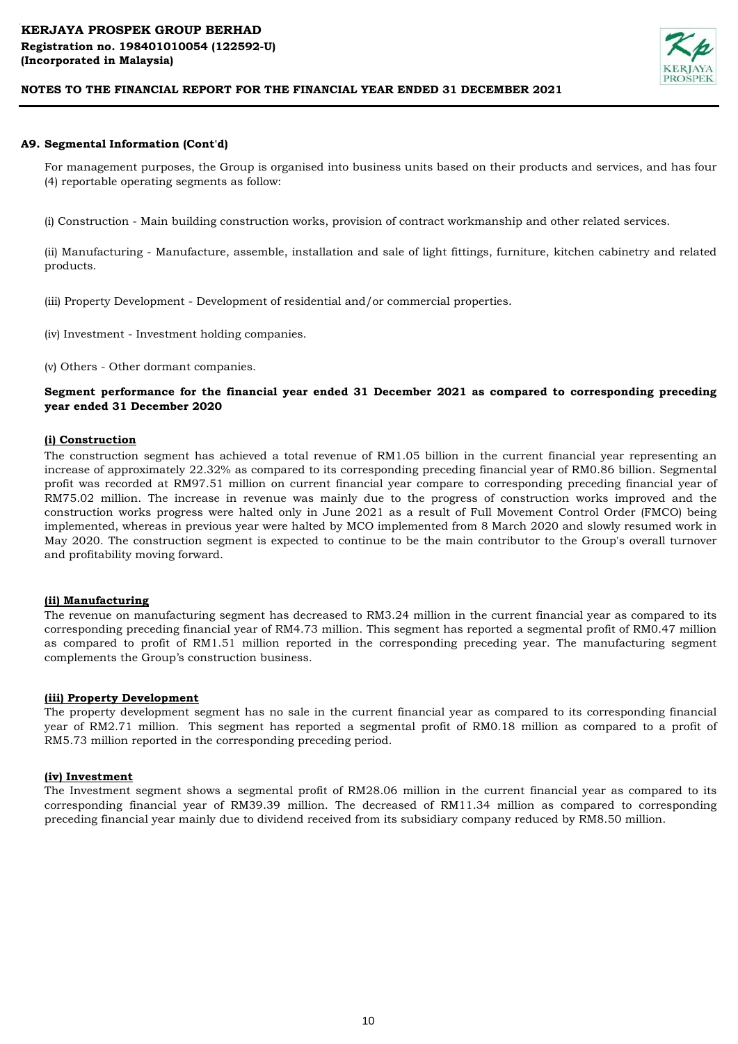**A9. Segmental Information (Cont'd)**

For management purposes, the Group is organised into business units based on their products and services, and has four (4) reportable operating segments as follow:

(i) Construction - Main building construction works, provision of contract workmanship and other related services.

(ii) Manufacturing - Manufacture, assemble, installation and sale of light fittings, furniture, kitchen cabinetry and related products.

(iii) Property Development - Development of residential and/or commercial properties.

(iv) Investment - Investment holding companies.

(v) Others - Other dormant companies.

**Segment performance for the financial year ended 31 December 2021 as compared to corresponding preceding year ended 31 December 2020**

**(i) Construction**

The construction segment has achieved a total revenue of RM1.05 billion in the current financial year representing an increase of approximately 22.32% as compared to its corresponding preceding financial year of RM0.86 billion. Segmental profit was recorded at RM97.51 million on current financial year compare to corresponding preceding financial year of RM75.02 million. The increase in revenue was mainly due to the progress of construction works improved and the construction works progress were halted only in June 2021 as a result of Full Movement Control Order (FMCO) being implemented, whereas in previous year were halted by MCO implemented from 8 March 2020 and slowly resumed work in May 2020. The construction segment is expected to continue to be the main contributor to the Group's overall turnover and profitability moving forward.

**(ii) Manufacturing**

The revenue on manufacturing segment has decreased to RM3.24 million in the current financial year as compared to its corresponding preceding financial year of RM4.73 million. This segment has reported a segmental profit of RM0.47 million as compared to profit of RM1.51 million reported in the corresponding preceding year. The manufacturing segment complements the Group's construction business.

**(iii) Property Development**

The property development segment has no sale in the current financial year as compared to its corresponding financial year of RM2.71 million. This segment has reported a segmental profit of RM0.18 million as compared to a profit of RM5.73 million reported in the corresponding preceding period.

**(iv) Investment**

The Investment segment shows a segmental profit of RM28.06 million in the current financial year as compared to its corresponding financial year of RM39.39 million. The decreased of RM11.34 million as compared to corresponding preceding financial year mainly due to dividend received from its subsidiary company reduced by RM8.50 million.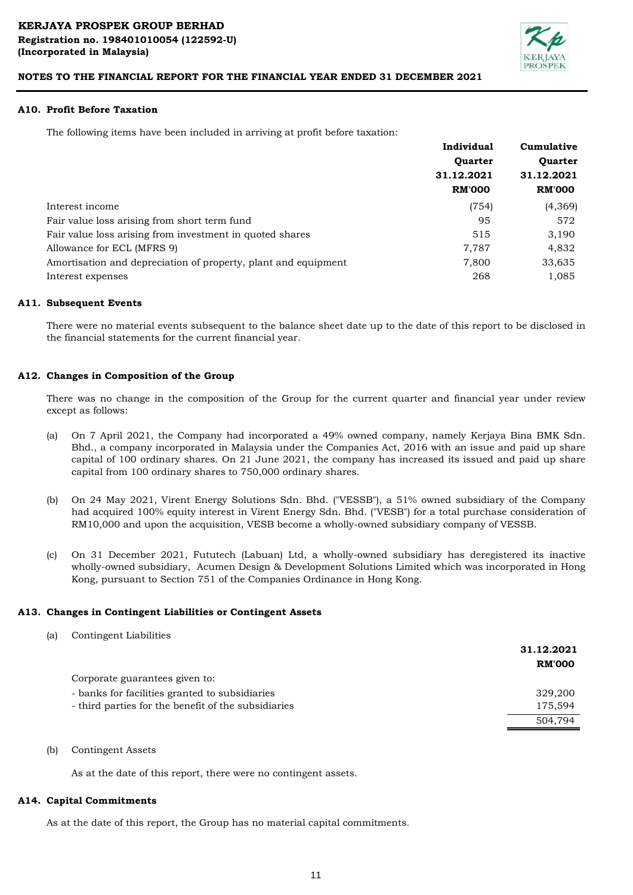**KERJAYA PROSPEK GROUP BERHAD**
**Registration no. 198401010054 (122592-U)**
**(Incorporated in Malaysia)**

**NOTES TO THE FINANCIAL REPORT FOR THE FINANCIAL YEAR ENDED 31 DECEMBER 2021**

### A10. Profit Before Taxation

The following items have been included in arriving at profit before taxation:

| | Individual Quarter 31.12.2021 RM'000 | Cumulative Quarter 31.12.2021 RM'000 |
|---|---|---|
| Interest income | (754) | (4,369) |
| Fair value loss arising from short term fund | 95 | 572 |
| Fair value loss arising from investment in quoted shares | 515 | 3,190 |
| Allowance for ECL (MFRS 9) | 7,787 | 4,832 |
| Amortisation and depreciation of property, plant and equipment | 7,800 | 33,635 |
| Interest expenses | 268 | 1,085 |

### A11. Subsequent Events

There were no material events subsequent to the balance sheet date up to the date of this report to be disclosed in the financial statements for the current financial year.

### A12. Changes in Composition of the Group

There was no change in the composition of the Group for the current quarter and financial year under review except as follows:

(a) On 7 April 2021, the Company had incorporated a 49% owned company, namely Kerjaya Bina BMK Sdn. Bhd., a company incorporated in Malaysia under the Companies Act, 2016 with an issue and paid up share capital of 100 ordinary shares. On 21 June 2021, the company has increased its issued and paid up share capital from 100 ordinary shares to 750,000 ordinary shares.

(b) On 24 May 2021, Virent Energy Solutions Sdn. Bhd. ("VESSB"), a 51% owned subsidiary of the Company had acquired 100% equity interest in Virent Energy Sdn. Bhd. ("VESB") for a total purchase consideration of RM10,000 and upon the acquisition, VESB become a wholly-owned subsidiary company of VESSB.

(c) On 31 December 2021, Fututech (Labuan) Ltd, a wholly-owned subsidiary has deregistered its inactive wholly-owned subsidiary, Acumen Design & Development Solutions Limited which was incorporated in Hong Kong, pursuant to Section 751 of the Companies Ordinance in Hong Kong.

### A13. Changes in Contingent Liabilities or Contingent Assets

(a) Contingent Liabilities

| | 31.12.2021 RM'000 |
|---|---|
| Corporate guarantees given to: | |
| - banks for facilities granted to subsidiaries | 329,200 |
| - third parties for the benefit of the subsidiaries | 175,594 |
| | 504,794 |

(b) Contingent Assets

As at the date of this report, there were no contingent assets.

### A14. Capital Commitments

As at the date of this report, the Group has no material capital commitments.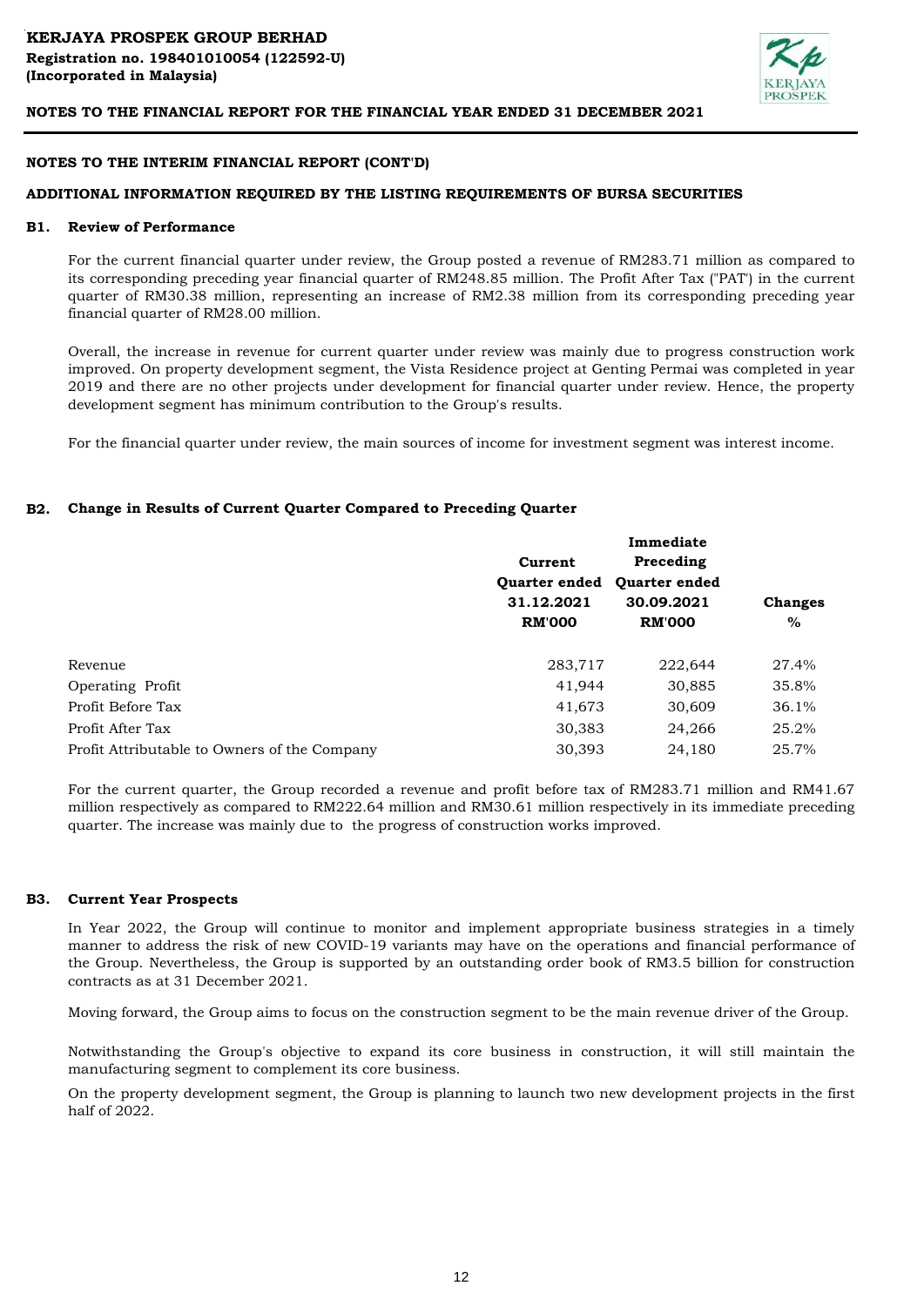## NOTES TO THE INTERIM FINANCIAL REPORT (CONT'D)

## ADDITIONAL INFORMATION REQUIRED BY THE LISTING REQUIREMENTS OF BURSA SECURITIES

### B1. Review of Performance

For the current financial quarter under review, the Group posted a revenue of RM283.71 million as compared to its corresponding preceding year financial quarter of RM248.85 million. The Profit After Tax ("PAT") in the current quarter of RM30.38 million, representing an increase of RM2.38 million from its corresponding preceding year financial quarter of RM28.00 million.

Overall, the increase in revenue for current quarter under review was mainly due to progress construction work improved. On property development segment, the Vista Residence project at Genting Permai was completed in year 2019 and there are no other projects under development for financial quarter under review. Hence, the property development segment has minimum contribution to the Group's results.

For the financial quarter under review, the main sources of income for investment segment was interest income.

### B2. Change in Results of Current Quarter Compared to Preceding Quarter

| | Current Quarter ended 31.12.2021 RM'000 | Immediate Preceding Quarter ended 30.09.2021 RM'000 | Changes % |
|---|---|---|---|
| Revenue | 283,717 | 222,644 | 27.4% |
| Operating Profit | 41,944 | 30,885 | 35.8% |
| Profit Before Tax | 41,673 | 30,609 | 36.1% |
| Profit After Tax | 30,383 | 24,266 | 25.2% |
| Profit Attributable to Owners of the Company | 30,393 | 24,180 | 25.7% |

For the current quarter, the Group recorded a revenue and profit before tax of RM283.71 million and RM41.67 million respectively as compared to RM222.64 million and RM30.61 million respectively in its immediate preceding quarter. The increase was mainly due to the progress of construction works improved.

### B3. Current Year Prospects

In Year 2022, the Group will continue to monitor and implement appropriate business strategies in a timely manner to address the risk of new COVID-19 variants may have on the operations and financial performance of the Group. Nevertheless, the Group is supported by an outstanding order book of RM3.5 billion for construction contracts as at 31 December 2021.

Moving forward, the Group aims to focus on the construction segment to be the main revenue driver of the Group.

Notwithstanding the Group's objective to expand its core business in construction, it will still maintain the manufacturing segment to complement its core business.

On the property development segment, the Group is planning to launch two new development projects in the first half of 2022.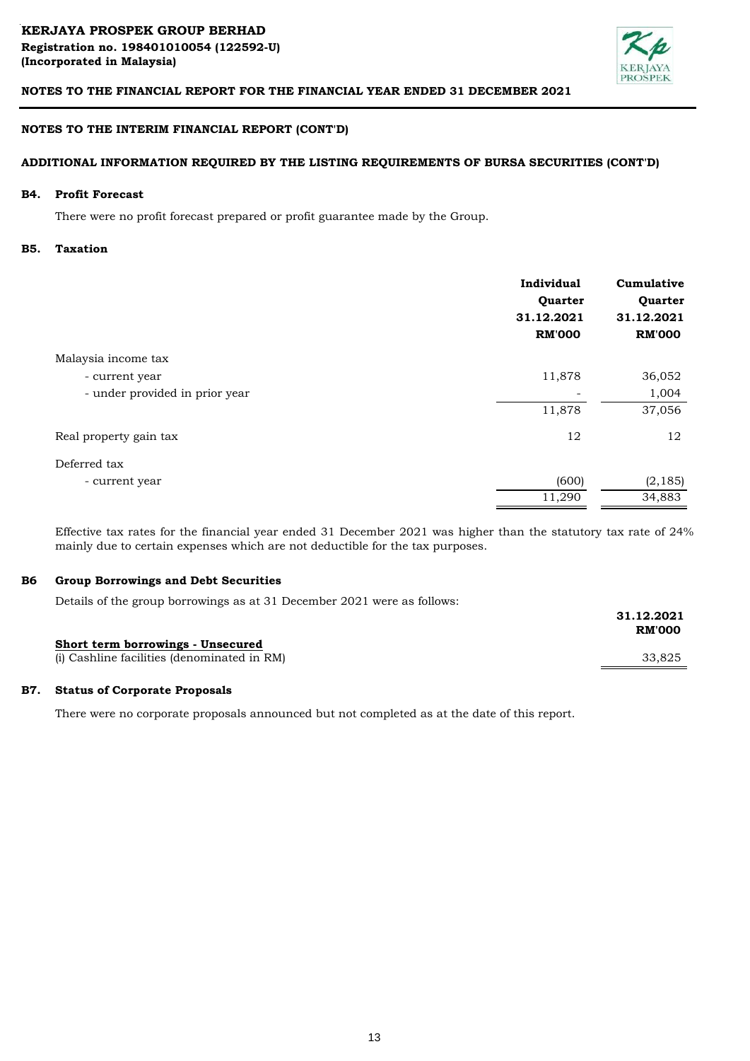## NOTES TO THE INTERIM FINANCIAL REPORT (CONT'D)

## ADDITIONAL INFORMATION REQUIRED BY THE LISTING REQUIREMENTS OF BURSA SECURITIES (CONT'D)

### B4. Profit Forecast

There were no profit forecast prepared or profit guarantee made by the Group.

### B5. Taxation

| | Individual Quarter 31.12.2021 RM'000 | Cumulative Quarter 31.12.2021 RM'000 |
|---|---|---|
| Malaysia income tax | | |
| - current year | 11,878 | 36,052 |
| - under provided in prior year | - | 1,004 |
| | 11,878 | 37,056 |
| Real property gain tax | 12 | 12 |
| Deferred tax | | |
| - current year | (600) | (2,185) |
| | 11,290 | 34,883 |

Effective tax rates for the financial year ended 31 December 2021 was higher than the statutory tax rate of 24% mainly due to certain expenses which are not deductible for the tax purposes.

### B6 Group Borrowings and Debt Securities

Details of the group borrowings as at 31 December 2021 were as follows:

| | 31.12.2021 RM'000 |
|---|---|
| **Short term borrowings - Unsecured** | |
| (i) Cashline facilities (denominated in RM) | 33,825 |

### B7. Status of Corporate Proposals

There were no corporate proposals announced but not completed as at the date of this report.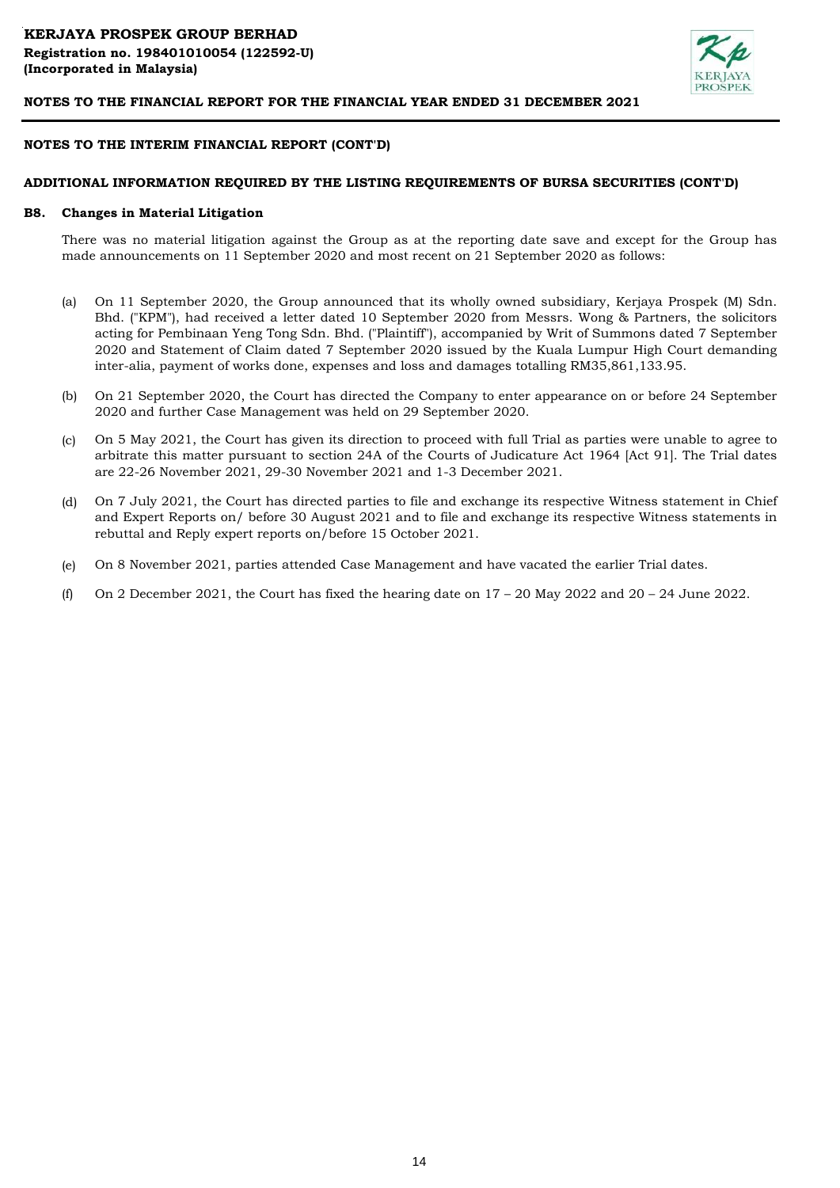## NOTES TO THE INTERIM FINANCIAL REPORT (CONT'D)

### ADDITIONAL INFORMATION REQUIRED BY THE LISTING REQUIREMENTS OF BURSA SECURITIES (CONT'D)

### B8. Changes in Material Litigation

There was no material litigation against the Group as at the reporting date save and except for the Group has made announcements on 11 September 2020 and most recent on 21 September 2020 as follows:

(a) On 11 September 2020, the Group announced that its wholly owned subsidiary, Kerjaya Prospek (M) Sdn. Bhd. ("KPM"), had received a letter dated 10 September 2020 from Messrs. Wong & Partners, the solicitors acting for Pembinaan Yeng Tong Sdn. Bhd. ("Plaintiff"), accompanied by Writ of Summons dated 7 September 2020 and Statement of Claim dated 7 September 2020 issued by the Kuala Lumpur High Court demanding inter-alia, payment of works done, expenses and loss and damages totalling RM35,861,133.95.

(b) On 21 September 2020, the Court has directed the Company to enter appearance on or before 24 September 2020 and further Case Management was held on 29 September 2020.

(c) On 5 May 2021, the Court has given its direction to proceed with full Trial as parties were unable to agree to arbitrate this matter pursuant to section 24A of the Courts of Judicature Act 1964 [Act 91]. The Trial dates are 22-26 November 2021, 29-30 November 2021 and 1-3 December 2021.

(d) On 7 July 2021, the Court has directed parties to file and exchange its respective Witness statement in Chief and Expert Reports on/ before 30 August 2021 and to file and exchange its respective Witness statements in rebuttal and Reply expert reports on/before 15 October 2021.

(e) On 8 November 2021, parties attended Case Management and have vacated the earlier Trial dates.

(f) On 2 December 2021, the Court has fixed the hearing date on 17 – 20 May 2022 and 20 – 24 June 2022.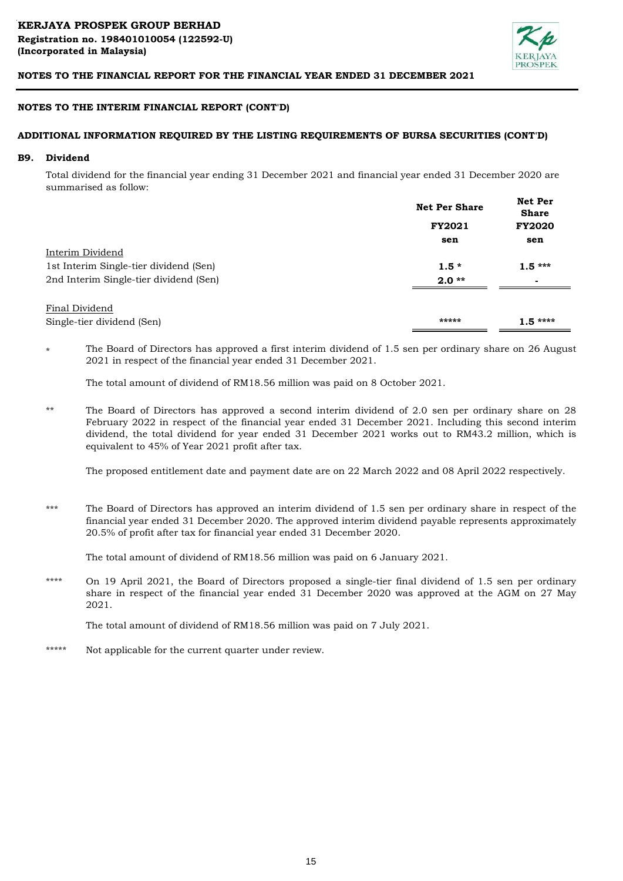## NOTES TO THE INTERIM FINANCIAL REPORT (CONT'D)

### ADDITIONAL INFORMATION REQUIRED BY THE LISTING REQUIREMENTS OF BURSA SECURITIES (CONT'D)

#### B9. Dividend

Total dividend for the financial year ending 31 December 2021 and financial year ended 31 December 2020 are summarised as follow:

| | Net Per Share FY2021 sen | Net Per Share FY2020 sen |
|---|---|---|
| Interim Dividend | | |
| 1st Interim Single-tier dividend (Sen) | **1.5 *** | **1.5 ***** |
| 2nd Interim Single-tier dividend (Sen) | **2.0 **** | - |
| Final Dividend | | |
| Single-tier dividend (Sen) | ***** | **1.5 ****** |

\* The Board of Directors has approved a first interim dividend of 1.5 sen per ordinary share on 26 August 2021 in respect of the financial year ended 31 December 2021.

The total amount of dividend of RM18.56 million was paid on 8 October 2021.

\** The Board of Directors has approved a second interim dividend of 2.0 sen per ordinary share on 28 February 2022 in respect of the financial year ended 31 December 2021. Including this second interim dividend, the total dividend for year ended 31 December 2021 works out to RM43.2 million, which is equivalent to 45% of Year 2021 profit after tax.

The proposed entitlement date and payment date are on 22 March 2022 and 08 April 2022 respectively.

\*** The Board of Directors has approved an interim dividend of 1.5 sen per ordinary share in respect of the financial year ended 31 December 2020. The approved interim dividend payable represents approximately 20.5% of profit after tax for financial year ended 31 December 2020.

The total amount of dividend of RM18.56 million was paid on 6 January 2021.

\**** On 19 April 2021, the Board of Directors proposed a single-tier final dividend of 1.5 sen per ordinary share in respect of the financial year ended 31 December 2020 was approved at the AGM on 27 May 2021.

The total amount of dividend of RM18.56 million was paid on 7 July 2021.

\***** Not applicable for the current quarter under review.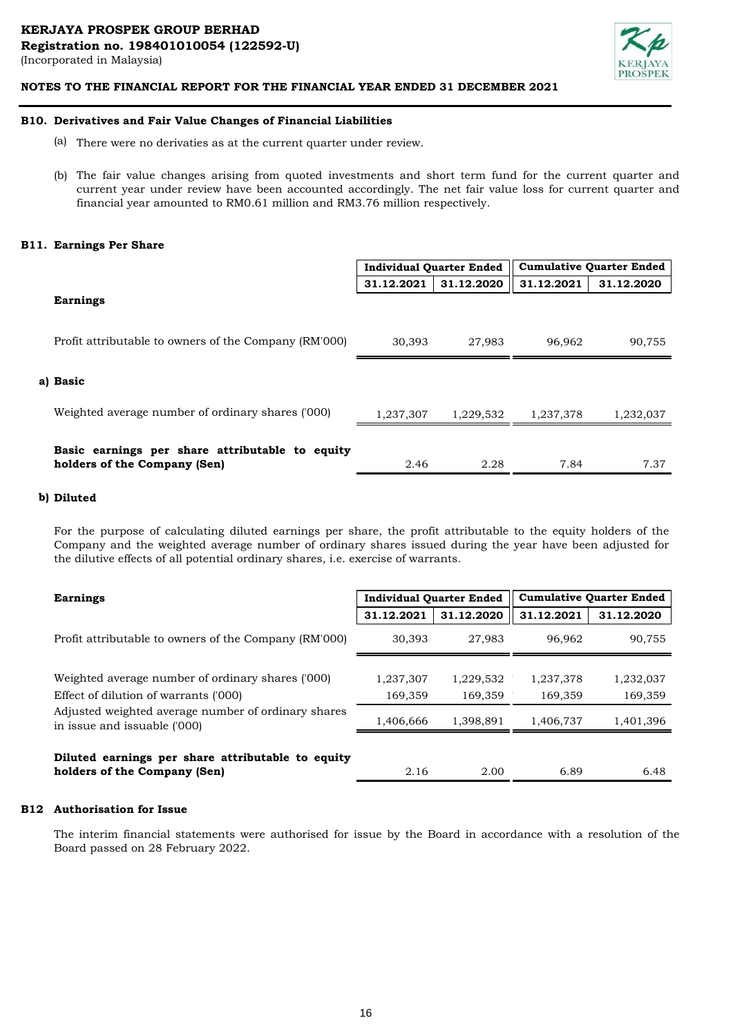**KERJAYA PROSPEK GROUP BERHAD**
**Registration no. 198401010054 (122592-U)**
(Incorporated in Malaysia)

**NOTES TO THE FINANCIAL REPORT FOR THE FINANCIAL YEAR ENDED 31 DECEMBER 2021**

**B10. Derivatives and Fair Value Changes of Financial Liabilities**

(a) There were no derivaties as at the current quarter under review.

(b) The fair value changes arising from quoted investments and short term fund for the current quarter and current year under review have been accounted accordingly. The net fair value loss for current quarter and financial year amounted to RM0.61 million and RM3.76 million respectively.

**B11. Earnings Per Share**

| | Individual Quarter Ended | | Cumulative Quarter Ended | |
|---|---|---|---|---|
| | 31.12.2021 | 31.12.2020 | 31.12.2021 | 31.12.2020 |
| **Earnings** | | | | |
| Profit attributable to owners of the Company (RM'000) | 30,393 | 27,983 | 96,962 | 90,755 |
| **a) Basic** | | | | |
| Weighted average number of ordinary shares ('000) | 1,237,307 | 1,229,532 | 1,237,378 | 1,232,037 |
| **Basic earnings per share attributable to equity holders of the Company (Sen)** | 2.46 | 2.28 | 7.84 | 7.37 |

**b) Diluted**

For the purpose of calculating diluted earnings per share, the profit attributable to the equity holders of the Company and the weighted average number of ordinary shares issued during the year have been adjusted for the dilutive effects of all potential ordinary shares, i.e. exercise of warrants.

| **Earnings** | Individual Quarter Ended | | Cumulative Quarter Ended | |
|---|---|---|---|---|
| | 31.12.2021 | 31.12.2020 | 31.12.2021 | 31.12.2020 |
| Profit attributable to owners of the Company (RM'000) | 30,393 | 27,983 | 96,962 | 90,755 |
| Weighted average number of ordinary shares ('000) | 1,237,307 | 1,229,532 | 1,237,378 | 1,232,037 |
| Effect of dilution of warrants ('000) | 169,359 | 169,359 | 169,359 | 169,359 |
| Adjusted weighted average number of ordinary shares in issue and issuable ('000) | 1,406,666 | 1,398,891 | 1,406,737 | 1,401,396 |
| **Diluted earnings per share attributable to equity holders of the Company (Sen)** | 2.16 | 2.00 | 6.89 | 6.48 |

**B12 Authorisation for Issue**

The interim financial statements were authorised for issue by the Board in accordance with a resolution of the Board passed on 28 February 2022.